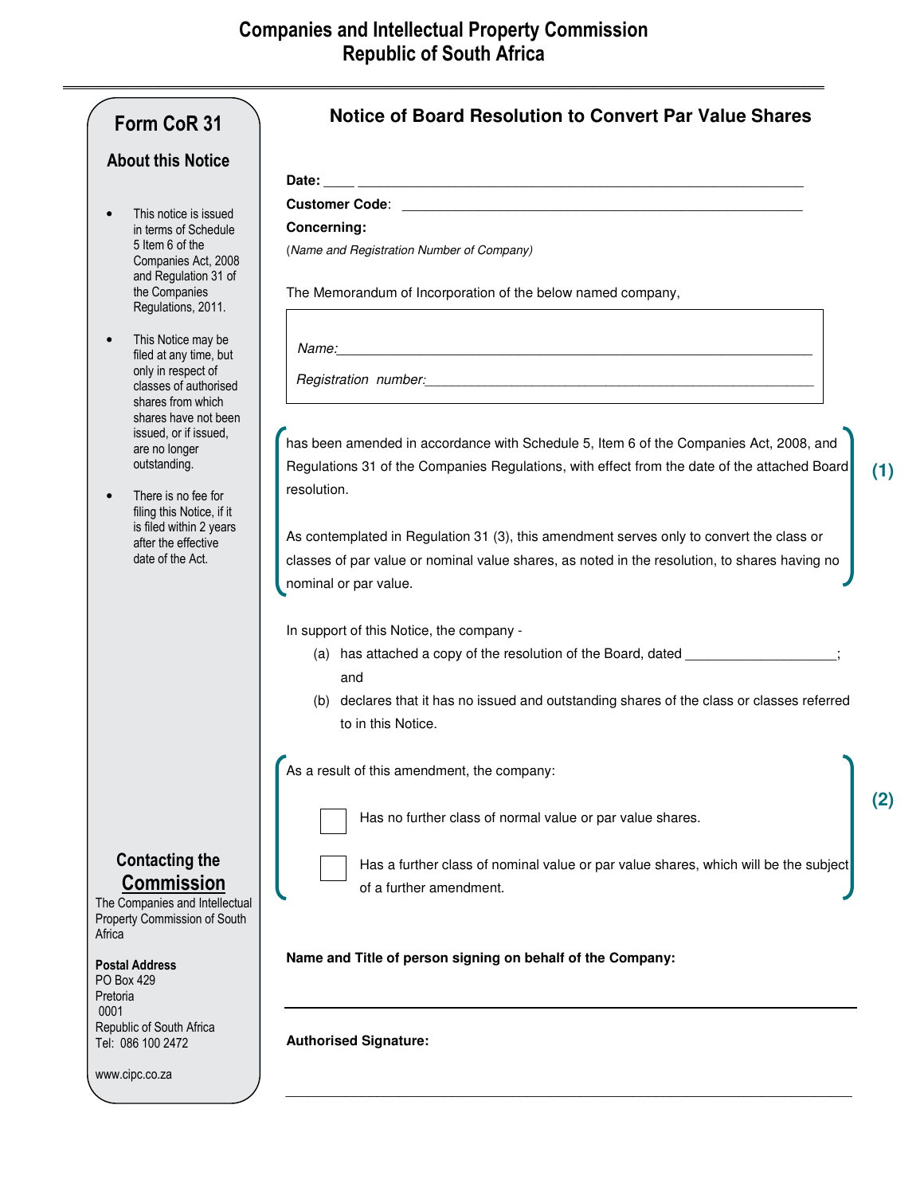# Companies and Intellectual Property Commission
# Republic of South Africa

## Form CoR 31

### About this Notice

- This notice is issued in terms of Schedule 5 Item 6 of the Companies Act, 2008 and Regulation 31 of the Companies Regulations, 2011.
- This Notice may be filed at any time, but only in respect of classes of authorised shares from which shares have not been issued, or if issued, are no longer outstanding.
- There is no fee for filing this Notice, if it is filed within 2 years after the effective date of the Act.

### Contacting the Commission

The Companies and Intellectual Property Commission of South Africa

**Postal Address**
PO Box 429
Pretoria
0001
Republic of South Africa
Tel: 086 100 2472

www.cipc.co.za

## Notice of Board Resolution to Convert Par Value Shares

**Date:** ____ ____________________________________________________________

**Customer Code**: ______________________________________________________

**Concerning:**

(*Name and Registration Number of Company*)

The Memorandum of Incorporation of the below named company,

*Name:*______________________________________________________________

*Registration number:*__________________________________________________

**(1)**

has been amended in accordance with Schedule 5, Item 6 of the Companies Act, 2008, and Regulations 31 of the Companies Regulations, with effect from the date of the attached Board resolution.

As contemplated in Regulation 31 (3), this amendment serves only to convert the class or classes of par value or nominal value shares, as noted in the resolution, to shares having no nominal or par value.

In support of this Notice, the company -

(a) has attached a copy of the resolution of the Board, dated ___________________; and

(b) declares that it has no issued and outstanding shares of the class or classes referred to in this Notice.

**(2)**

As a result of this amendment, the company:

☐ Has no further class of normal value or par value shares.

☐ Has a further class of nominal value or par value shares, which will be the subject of a further amendment.

**Name and Title of person signing on behalf of the Company:**

______________________________________________________________

**Authorised Signature:**

______________________________________________________________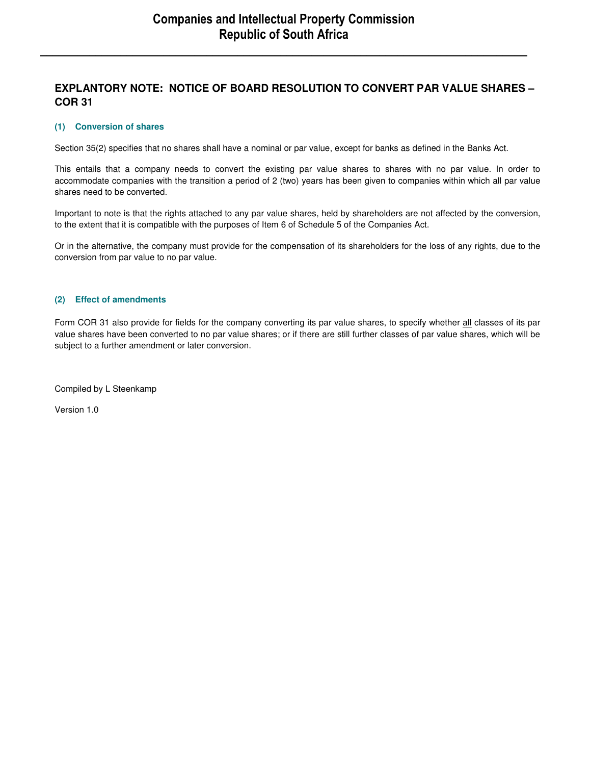# Companies and Intellectual Property Commission
# Republic of South Africa

## EXPLANTORY NOTE: NOTICE OF BOARD RESOLUTION TO CONVERT PAR VALUE SHARES – COR 31

### (1) Conversion of shares

Section 35(2) specifies that no shares shall have a nominal or par value, except for banks as defined in the Banks Act.

This entails that a company needs to convert the existing par value shares to shares with no par value. In order to accommodate companies with the transition a period of 2 (two) years has been given to companies within which all par value shares need to be converted.

Important to note is that the rights attached to any par value shares, held by shareholders are not affected by the conversion, to the extent that it is compatible with the purposes of Item 6 of Schedule 5 of the Companies Act.

Or in the alternative, the company must provide for the compensation of its shareholders for the loss of any rights, due to the conversion from par value to no par value.

### (2) Effect of amendments

Form COR 31 also provide for fields for the company converting its par value shares, to specify whether <u>all</u> classes of its par value shares have been converted to no par value shares; or if there are still further classes of par value shares, which will be subject to a further amendment or later conversion.

Compiled by L Steenkamp

Version 1.0